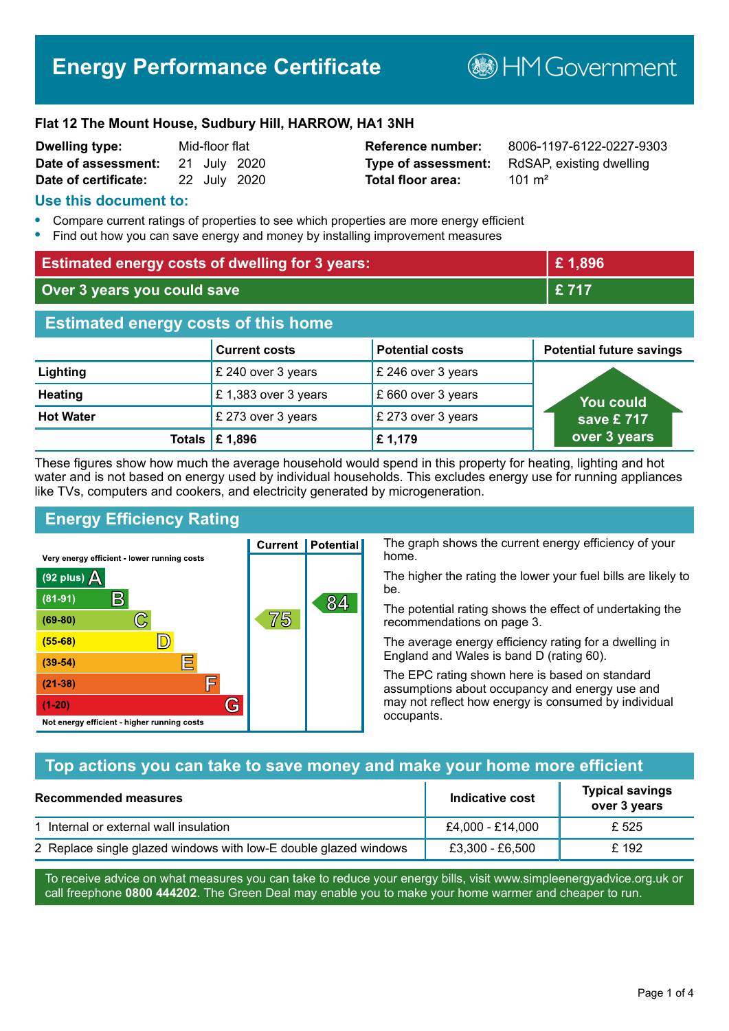# Energy Performance Certificate

HM Government

**Flat 12 The Mount House, Sudbury Hill, HARROW, HA1 3NH**

| | | | |
|---|---|---|---|
| **Dwelling type:** | Mid-floor flat | **Reference number:** | 8006-1197-6122-0227-9303 |
| **Date of assessment:** | 21 July 2020 | **Type of assessment:** | RdSAP, existing dwelling |
| **Date of certificate:** | 22 July 2020 | **Total floor area:** | 101 m² |

## Use this document to:

- Compare current ratings of properties to see which properties are more energy efficient
- Find out how you can save energy and money by installing improvement measures

| | |
|---|---|
| **Estimated energy costs of dwelling for 3 years:** | **£ 1,896** |
| **Over 3 years you could save** | **£ 717** |

## Estimated energy costs of this home

| | Current costs | Potential costs | Potential future savings |
|---|---|---|---|
| **Lighting** | £ 240 over 3 years | £ 246 over 3 years | You could save £ 717 over 3 years |
| **Heating** | £ 1,383 over 3 years | £ 660 over 3 years | |
| **Hot Water** | £ 273 over 3 years | £ 273 over 3 years | |
| **Totals** | **£ 1,896** | **£ 1,179** | |

These figures show how much the average household would spend in this property for heating, lighting and hot water and is not based on energy used by individual households. This excludes energy use for running appliances like TVs, computers and cookers, and electricity generated by microgeneration.

## Energy Efficiency Rating

| Rating band | Current | Potential |
|---|---|---|
| Very energy efficient - lower running costs | | |
| (92 plus) A | | |
| (81-91) B | | 84 |
| (69-80) C | 75 | |
| (55-68) D | | |
| (39-54) E | | |
| (21-38) F | | |
| (1-20) G | | |
| Not energy efficient - higher running costs | | |

The graph shows the current energy efficiency of your home.

The higher the rating the lower your fuel bills are likely to be.

The potential rating shows the effect of undertaking the recommendations on page 3.

The average energy efficiency rating for a dwelling in England and Wales is band D (rating 60).

The EPC rating shown here is based on standard assumptions about occupancy and energy use and may not reflect how energy is consumed by individual occupants.

## Top actions you can take to save money and make your home more efficient

| Recommended measures | Indicative cost | Typical savings over 3 years |
|---|---|---|
| 1 Internal or external wall insulation | £4,000 - £14,000 | £ 525 |
| 2 Replace single glazed windows with low-E double glazed windows | £3,300 - £6,500 | £ 192 |

To receive advice on what measures you can take to reduce your energy bills, visit www.simpleenergyadvice.org.uk or call freephone **0800 444202**. The Green Deal may enable you to make your home warmer and cheaper to run.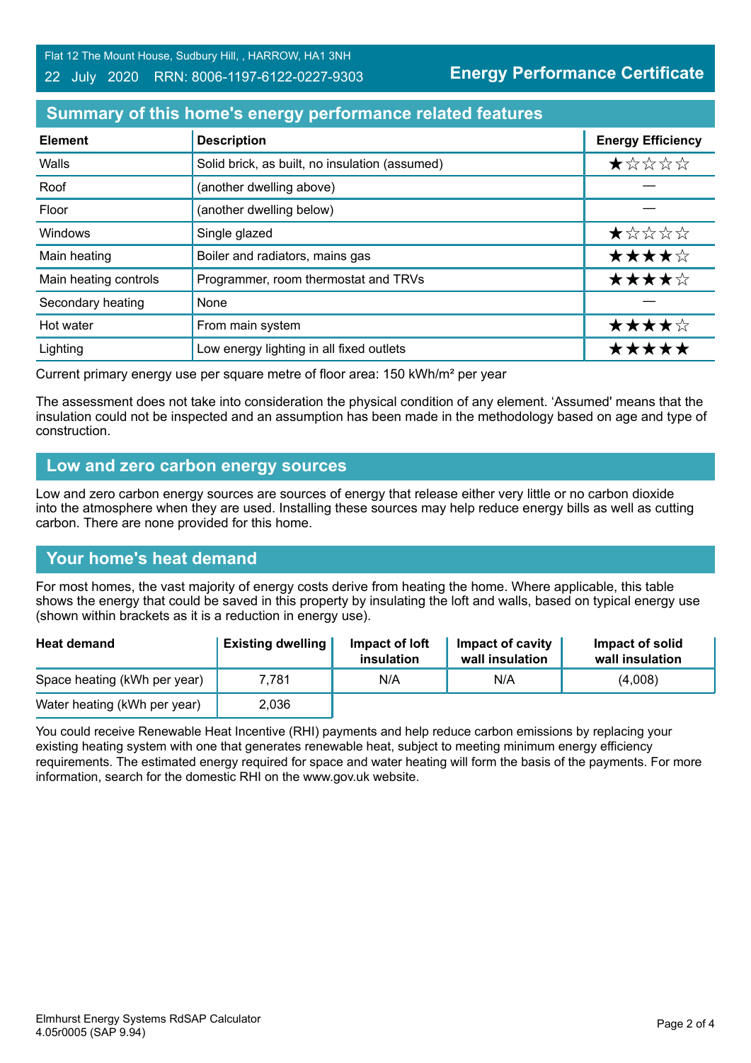Flat 12 The Mount House, Sudbury Hill, , HARROW, HA1 3NH

22 July 2020 RRN: 8006-1197-6122-0227-9303

**Energy Performance Certificate**

## Summary of this home's energy performance related features

| Element | Description | Energy Efficiency |
|---|---|---|
| Walls | Solid brick, as built, no insulation (assumed) | ★☆☆☆☆ |
| Roof | (another dwelling above) | — |
| Floor | (another dwelling below) | — |
| Windows | Single glazed | ★☆☆☆☆ |
| Main heating | Boiler and radiators, mains gas | ★★★★☆ |
| Main heating controls | Programmer, room thermostat and TRVs | ★★★★☆ |
| Secondary heating | None | — |
| Hot water | From main system | ★★★★☆ |
| Lighting | Low energy lighting in all fixed outlets | ★★★★★ |

Current primary energy use per square metre of floor area: 150 kWh/m² per year

The assessment does not take into consideration the physical condition of any element. 'Assumed' means that the insulation could not be inspected and an assumption has been made in the methodology based on age and type of construction.

## Low and zero carbon energy sources

Low and zero carbon energy sources are sources of energy that release either very little or no carbon dioxide into the atmosphere when they are used. Installing these sources may help reduce energy bills as well as cutting carbon. There are none provided for this home.

## Your home's heat demand

For most homes, the vast majority of energy costs derive from heating the home. Where applicable, this table shows the energy that could be saved in this property by insulating the loft and walls, based on typical energy use (shown within brackets as it is a reduction in energy use).

| Heat demand | Existing dwelling | Impact of loft insulation | Impact of cavity wall insulation | Impact of solid wall insulation |
|---|---|---|---|---|
| Space heating (kWh per year) | 7,781 | N/A | N/A | (4,008) |
| Water heating (kWh per year) | 2,036 | | | |

You could receive Renewable Heat Incentive (RHI) payments and help reduce carbon emissions by replacing your existing heating system with one that generates renewable heat, subject to meeting minimum energy efficiency requirements. The estimated energy required for space and water heating will form the basis of the payments. For more information, search for the domestic RHI on the www.gov.uk website.

Elmhurst Energy Systems RdSAP Calculator
4.05r0005 (SAP 9.94)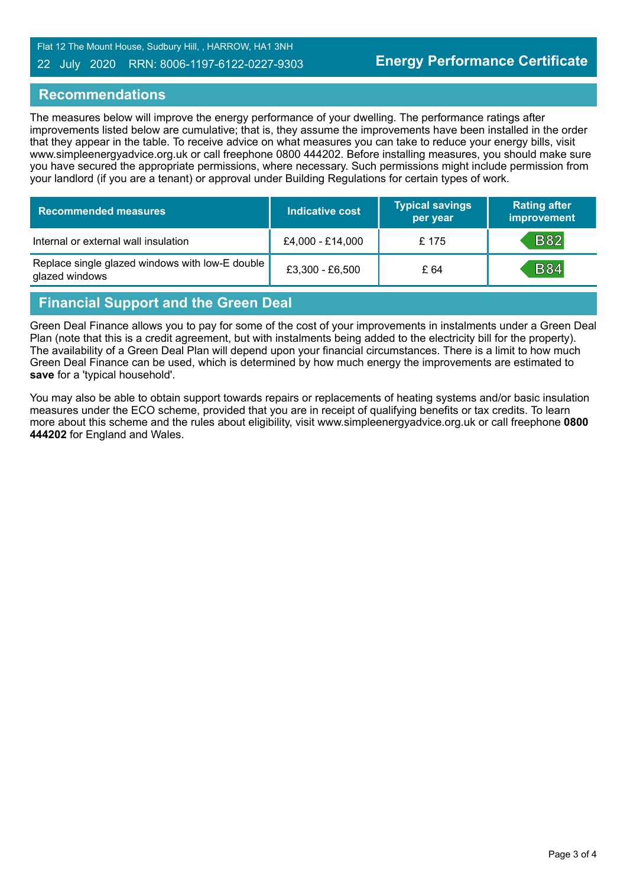## Recommendations

The measures below will improve the energy performance of your dwelling. The performance ratings after improvements listed below are cumulative; that is, they assume the improvements have been installed in the order that they appear in the table. To receive advice on what measures you can take to reduce your energy bills, visit www.simpleenergyadvice.org.uk or call freephone 0800 444202. Before installing measures, you should make sure you have secured the appropriate permissions, where necessary. Such permissions might include permission from your landlord (if you are a tenant) or approval under Building Regulations for certain types of work.

| Recommended measures | Indicative cost | Typical savings per year | Rating after improvement |
|---|---|---|---|
| Internal or external wall insulation | £4,000 - £14,000 | £ 175 | B82 |
| Replace single glazed windows with low-E double glazed windows | £3,300 - £6,500 | £ 64 | B84 |

## Financial Support and the Green Deal

Green Deal Finance allows you to pay for some of the cost of your improvements in instalments under a Green Deal Plan (note that this is a credit agreement, but with instalments being added to the electricity bill for the property). The availability of a Green Deal Plan will depend upon your financial circumstances. There is a limit to how much Green Deal Finance can be used, which is determined by how much energy the improvements are estimated to **save** for a 'typical household'.

You may also be able to obtain support towards repairs or replacements of heating systems and/or basic insulation measures under the ECO scheme, provided that you are in receipt of qualifying benefits or tax credits. To learn more about this scheme and the rules about eligibility, visit www.simpleenergyadvice.org.uk or call freephone **0800 444202** for England and Wales.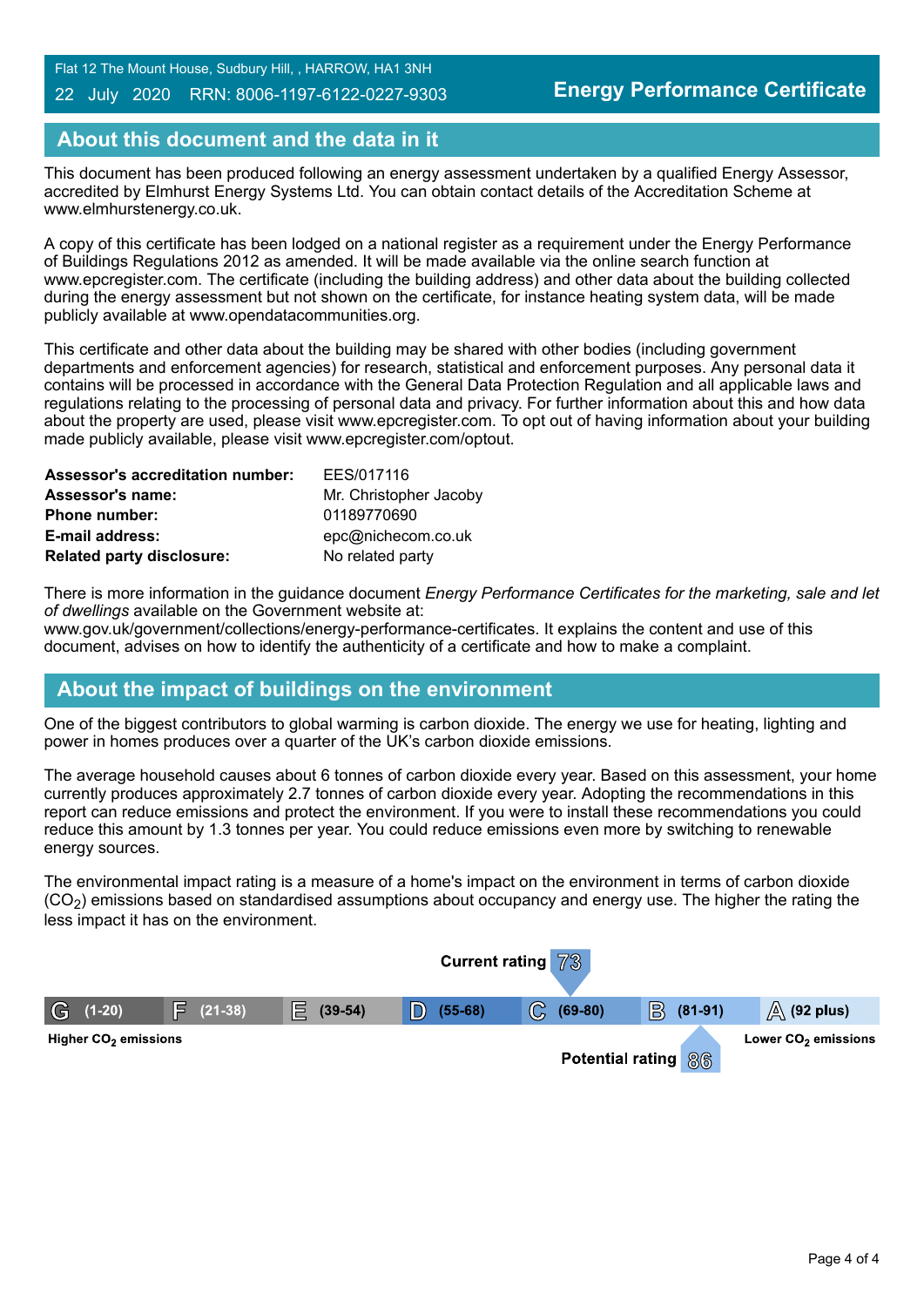Flat 12 The Mount House, Sudbury Hill, , HARROW, HA1 3NH

22 July 2020 RRN: 8006-1197-6122-0227-9303

**Energy Performance Certificate**

## About this document and the data in it

This document has been produced following an energy assessment undertaken by a qualified Energy Assessor, accredited by Elmhurst Energy Systems Ltd. You can obtain contact details of the Accreditation Scheme at www.elmhurstenergy.co.uk.

A copy of this certificate has been lodged on a national register as a requirement under the Energy Performance of Buildings Regulations 2012 as amended. It will be made available via the online search function at www.epcregister.com. The certificate (including the building address) and other data about the building collected during the energy assessment but not shown on the certificate, for instance heating system data, will be made publicly available at www.opendatacommunities.org.

This certificate and other data about the building may be shared with other bodies (including government departments and enforcement agencies) for research, statistical and enforcement purposes. Any personal data it contains will be processed in accordance with the General Data Protection Regulation and all applicable laws and regulations relating to the processing of personal data and privacy. For further information about this and how data about the property are used, please visit www.epcregister.com. To opt out of having information about your building made publicly available, please visit www.epcregister.com/optout.

| | |
|---|---|
| **Assessor's accreditation number:** | EES/017116 |
| **Assessor's name:** | Mr. Christopher Jacoby |
| **Phone number:** | 01189770690 |
| **E-mail address:** | epc@nichecom.co.uk |
| **Related party disclosure:** | No related party |

There is more information in the guidance document *Energy Performance Certificates for the marketing, sale and let of dwellings* available on the Government website at: www.gov.uk/government/collections/energy-performance-certificates. It explains the content and use of this document, advises on how to identify the authenticity of a certificate and how to make a complaint.

## About the impact of buildings on the environment

One of the biggest contributors to global warming is carbon dioxide. The energy we use for heating, lighting and power in homes produces over a quarter of the UK's carbon dioxide emissions.

The average household causes about 6 tonnes of carbon dioxide every year. Based on this assessment, your home currently produces approximately 2.7 tonnes of carbon dioxide every year. Adopting the recommendations in this report can reduce emissions and protect the environment. If you were to install these recommendations you could reduce this amount by 1.3 tonnes per year. You could reduce emissions even more by switching to renewable energy sources.

The environmental impact rating is a measure of a home's impact on the environment in terms of carbon dioxide ($CO_2$) emissions based on standardised assumptions about occupancy and energy use. The higher the rating the less impact it has on the environment.

Current rating 73

G (1-20)
F (21-38)
E (39-54)
D (55-68)
C (69-80)
B (81-91)
A (92 plus)

Higher $CO_2$ emissions

Lower $CO_2$ emissions

Potential rating 86